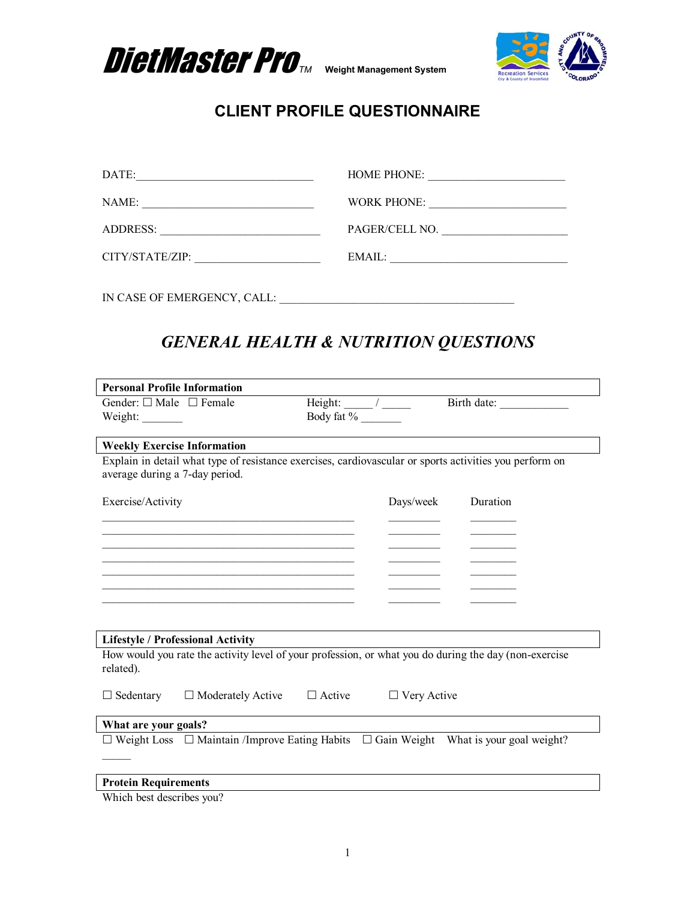**DietMaster Pro**™ **Weight Management System**

# CLIENT PROFILE QUESTIONNAIRE

DATE:______________________________ HOME PHONE: _______________________

NAME: _____________________________ WORK PHONE: _______________________

ADDRESS: ___________________________ PAGER/CELL NO. _____________________

CITY/STATE/ZIP: _____________________ EMAIL: ______________________________

IN CASE OF EMERGENCY, CALL: ________________________________________

## *GENERAL HEALTH & NUTRITION QUESTIONS*

**Personal Profile Information**

Gender: ☐ Male ☐ Female Height: _____ / _____ Birth date: ____________

Weight: _______ Body fat % _______

**Weekly Exercise Information**

Explain in detail what type of resistance exercises, cardiovascular or sports activities you perform on average during a 7-day period.

| Exercise/Activity | Days/week | Duration |
|---|---|---|
| ____________________________________________ | _________ | ________ |
| ____________________________________________ | _________ | ________ |
| ____________________________________________ | _________ | ________ |
| ____________________________________________ | _________ | ________ |
| ____________________________________________ | _________ | ________ |
| ____________________________________________ | _________ | ________ |
| ____________________________________________ | _________ | ________ |

**Lifestyle / Professional Activity**

How would you rate the activity level of your profession, or what you do during the day (non-exercise related).

☐ Sedentary ☐ Moderately Active ☐ Active ☐ Very Active

**What are your goals?**

☐ Weight Loss ☐ Maintain /Improve Eating Habits ☐ Gain Weight What is your goal weight? _____

**Protein Requirements**

Which best describes you?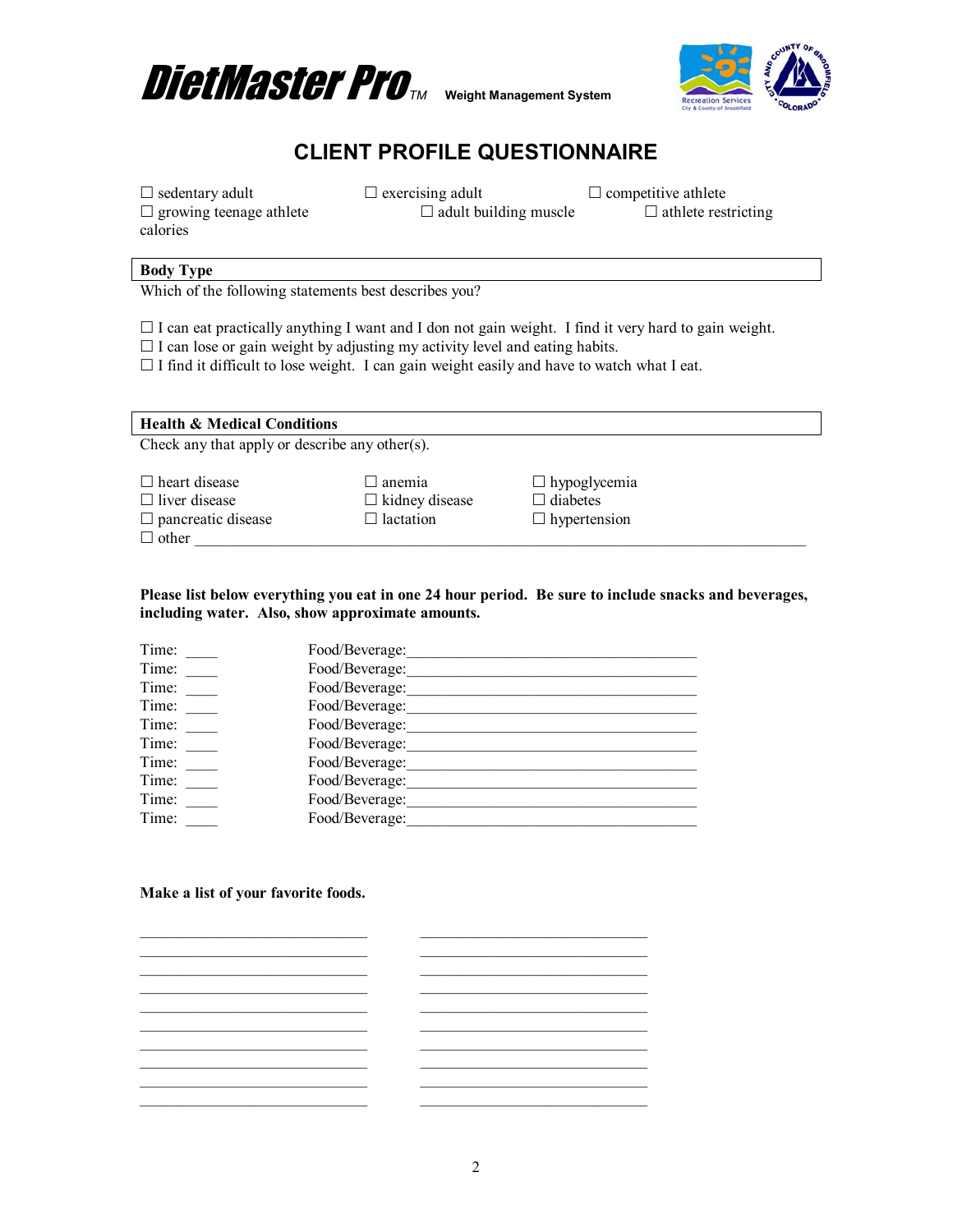**DietMaster Pro**™ Weight Management System

# CLIENT PROFILE QUESTIONNAIRE

☐ sedentary adult ☐ exercising adult ☐ competitive athlete
☐ growing teenage athlete ☐ adult building muscle ☐ athlete restricting calories

## Body Type

Which of the following statements best describes you?

☐ I can eat practically anything I want and I don not gain weight. I find it very hard to gain weight.
☐ I can lose or gain weight by adjusting my activity level and eating habits.
☐ I find it difficult to lose weight. I can gain weight easily and have to watch what I eat.

## Health & Medical Conditions

Check any that apply or describe any other(s).

☐ heart disease ☐ anemia ☐ hypoglycemia
☐ liver disease ☐ kidney disease ☐ diabetes
☐ pancreatic disease ☐ lactation ☐ hypertension
☐ other ____________________________________________________________________________

**Please list below everything you eat in one 24 hour period. Be sure to include snacks and beverages, including water. Also, show approximate amounts.**

Time: ____ Food/Beverage:______________________________________
Time: ____ Food/Beverage:______________________________________
Time: ____ Food/Beverage:______________________________________
Time: ____ Food/Beverage:______________________________________
Time: ____ Food/Beverage:______________________________________
Time: ____ Food/Beverage:______________________________________
Time: ____ Food/Beverage:______________________________________
Time: ____ Food/Beverage:______________________________________
Time: ____ Food/Beverage:______________________________________
Time: ____ Food/Beverage:______________________________________

**Make a list of your favorite foods.**

______________________________ ______________________________
______________________________ ______________________________
______________________________ ______________________________
______________________________ ______________________________
______________________________ ______________________________
______________________________ ______________________________
______________________________ ______________________________
______________________________ ______________________________
______________________________ ______________________________
______________________________ ______________________________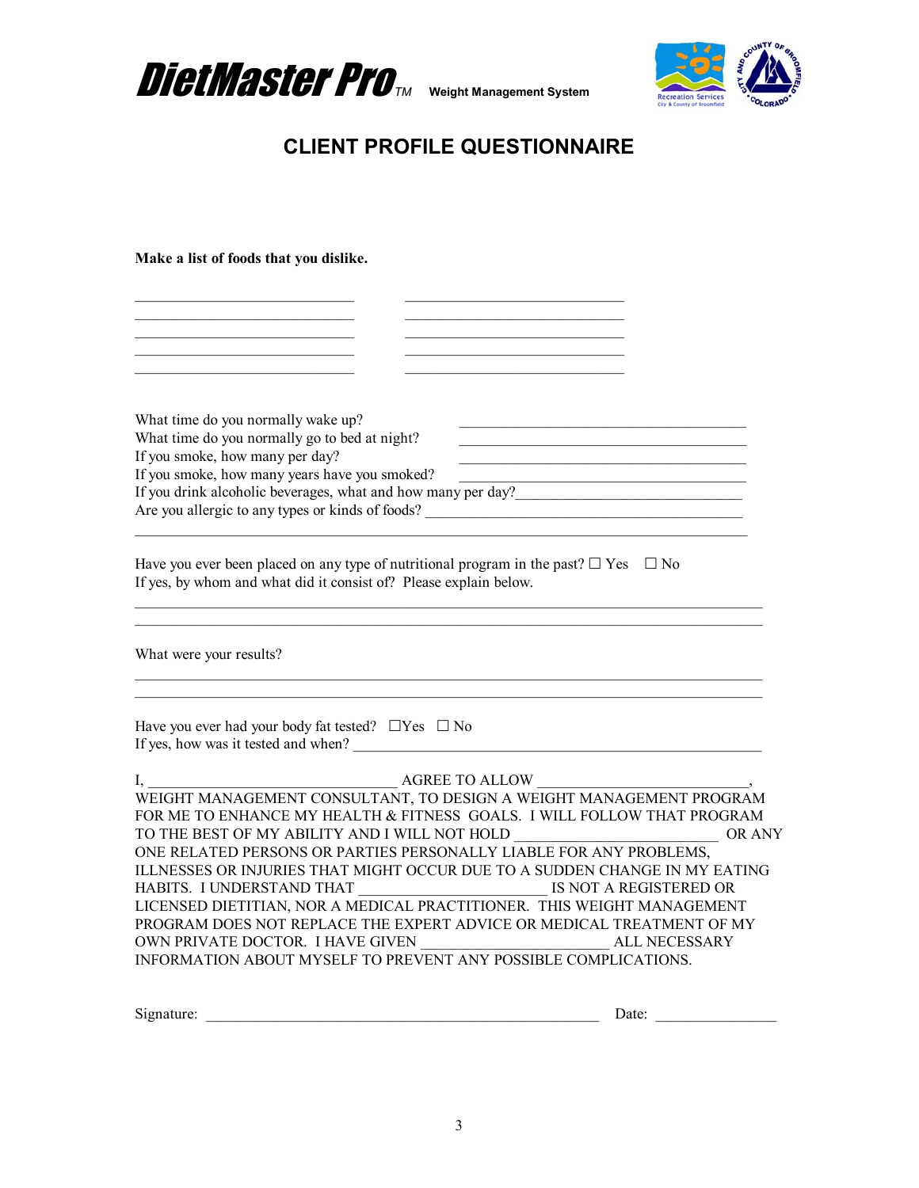**DietMaster Pro**™ **Weight Management System**

## CLIENT PROFILE QUESTIONNAIRE

**Make a list of foods that you dislike.**

______________________________ ______________________________
______________________________ ______________________________
______________________________ ______________________________
______________________________ ______________________________
______________________________ ______________________________

What time do you normally wake up? ________________________________________

What time do you normally go to bed at night? ________________________________________

If you smoke, how many per day? ________________________________________

If you smoke, how many years have you smoked? ________________________________________

If you drink alcoholic beverages, what and how many per day? ________________________________

Are you allergic to any types or kinds of foods? ______________________________________________
__________________________________________________________________________________

Have you ever been placed on any type of nutritional program in the past? ☐ Yes ☐ No
If yes, by whom and what did it consist of? Please explain below.

__________________________________________________________________________________
__________________________________________________________________________________

What were your results?

__________________________________________________________________________________
__________________________________________________________________________________

Have you ever had your body fat tested? ☐Yes ☐ No
If yes, how was it tested and when? ________________________________________________________

I, _________________________________ AGREE TO ALLOW _____________________________, WEIGHT MANAGEMENT CONSULTANT, TO DESIGN A WEIGHT MANAGEMENT PROGRAM FOR ME TO ENHANCE MY HEALTH & FITNESS GOALS. I WILL FOLLOW THAT PROGRAM TO THE BEST OF MY ABILITY AND I WILL NOT HOLD ___________________________ OR ANY ONE RELATED PERSONS OR PARTIES PERSONALLY LIABLE FOR ANY PROBLEMS, ILLNESSES OR INJURIES THAT MIGHT OCCUR DUE TO A SUDDEN CHANGE IN MY EATING HABITS. I UNDERSTAND THAT __________________________ IS NOT A REGISTERED OR LICENSED DIETITIAN, NOR A MEDICAL PRACTITIONER. THIS WEIGHT MANAGEMENT PROGRAM DOES NOT REPLACE THE EXPERT ADVICE OR MEDICAL TREATMENT OF MY OWN PRIVATE DOCTOR. I HAVE GIVEN _________________________ ALL NECESSARY INFORMATION ABOUT MYSELF TO PREVENT ANY POSSIBLE COMPLICATIONS.

Signature: _____________________________________________________ Date: ________________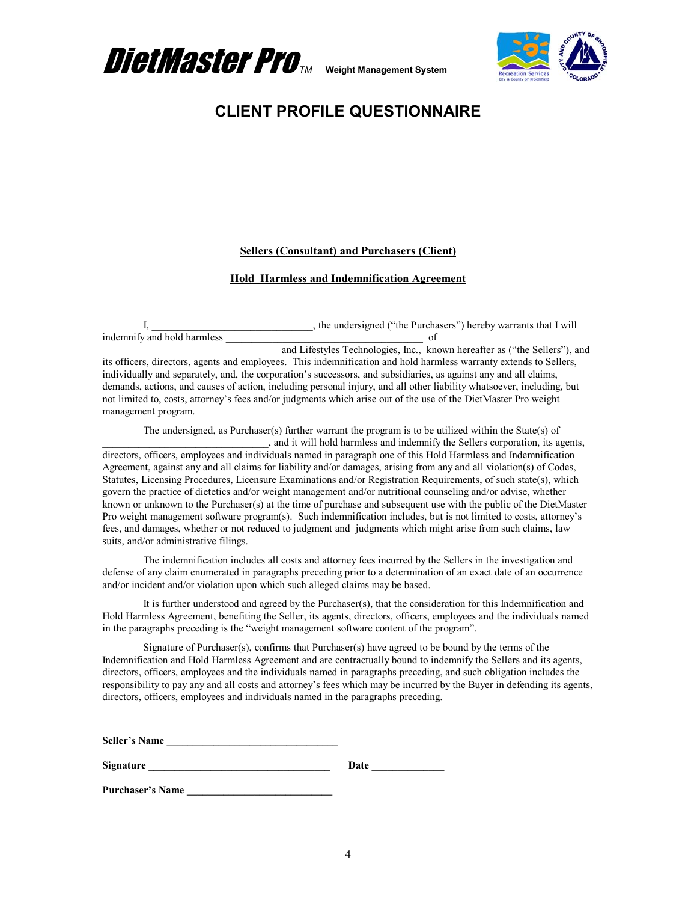**DietMaster Pro**™ **Weight Management System**

# CLIENT PROFILE QUESTIONNAIRE

**Sellers (Consultant) and Purchasers (Client)**

**Hold Harmless and Indemnification Agreement**

I, _______________________________, the undersigned ("the Purchasers") hereby warrants that I will indemnify and hold harmless ____________________________________ of ____________________________________ and Lifestyles Technologies, Inc., known hereafter as ("the Sellers"), and its officers, directors, agents and employees. This indemnification and hold harmless warranty extends to Sellers, individually and separately, and, the corporation's successors, and subsidiaries, as against any and all claims, demands, actions, and causes of action, including personal injury, and all other liability whatsoever, including, but not limited to, costs, attorney's fees and/or judgments which arise out of the use of the DietMaster Pro weight management program.

The undersigned, as Purchaser(s) further warrant the program is to be utilized within the State(s) of ________________________________, and it will hold harmless and indemnify the Sellers corporation, its agents, directors, officers, employees and individuals named in paragraph one of this Hold Harmless and Indemnification Agreement, against any and all claims for liability and/or damages, arising from any and all violation(s) of Codes, Statutes, Licensing Procedures, Licensure Examinations and/or Registration Requirements, of such state(s), which govern the practice of dietetics and/or weight management and/or nutritional counseling and/or advise, whether known or unknown to the Purchaser(s) at the time of purchase and subsequent use with the public of the DietMaster Pro weight management software program(s). Such indemnification includes, but is not limited to, costs, attorney's fees, and damages, whether or not reduced to judgment and judgments which might arise from such claims, law suits, and/or administrative filings.

The indemnification includes all costs and attorney fees incurred by the Sellers in the investigation and defense of any claim enumerated in paragraphs preceding prior to a determination of an exact date of an occurrence and/or incident and/or violation upon which such alleged claims may be based.

It is further understood and agreed by the Purchaser(s), that the consideration for this Indemnification and Hold Harmless Agreement, benefiting the Seller, its agents, directors, officers, employees and the individuals named in the paragraphs preceding is the "weight management software content of the program".

Signature of Purchaser(s), confirms that Purchaser(s) have agreed to be bound by the terms of the Indemnification and Hold Harmless Agreement and are contractually bound to indemnify the Sellers and its agents, directors, officers, employees and the individuals named in paragraphs preceding, and such obligation includes the responsibility to pay any and all costs and attorney's fees which may be incurred by the Buyer in defending its agents, directors, officers, employees and individuals named in the paragraphs preceding.

**Seller's Name** ________________________________

**Signature** ___________________________________ **Date** ______________

**Purchaser's Name** ____________________________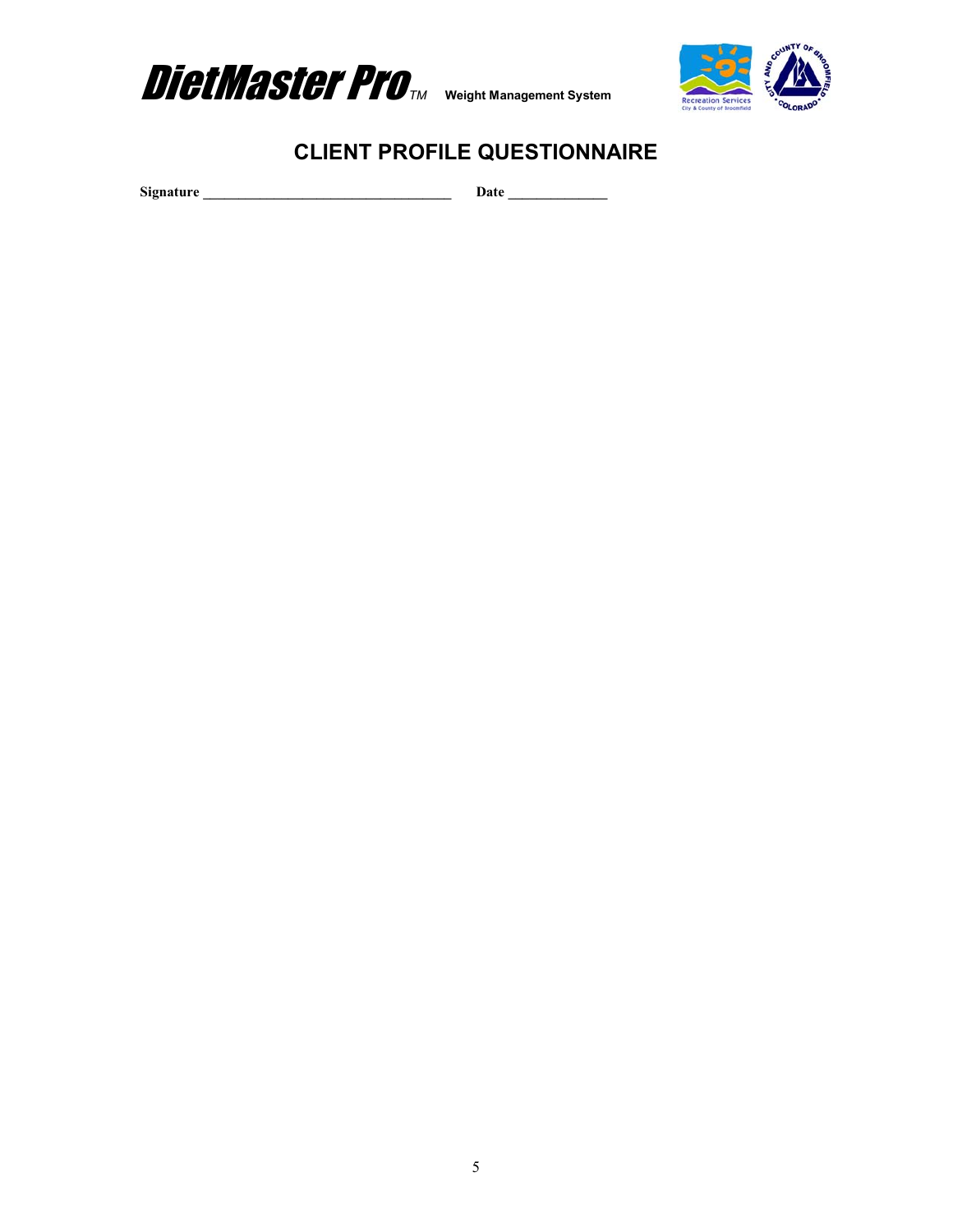**DietMaster Pro**™ **Weight Management System**

# CLIENT PROFILE QUESTIONNAIRE

**Signature** ___________________________________ **Date** ______________